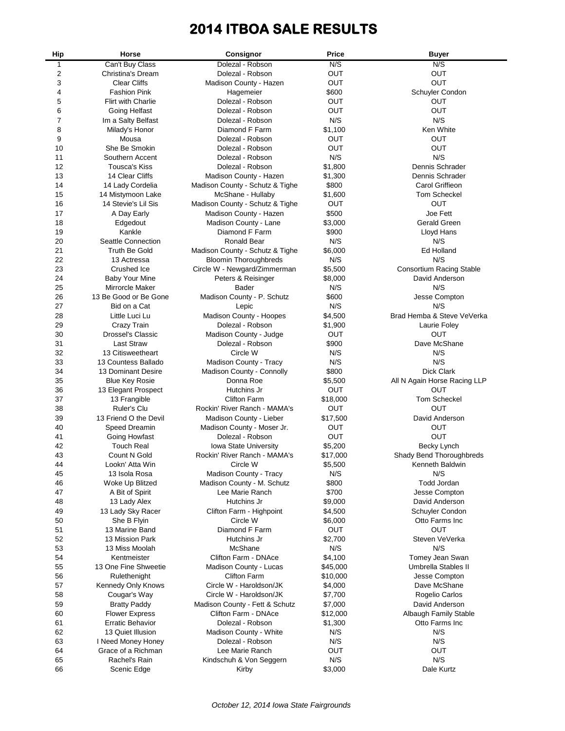# 2014 ITBOA SALE RESULTS

| Hip | Horse | Consignor | Price | Buyer |
|---|---|---|---|---|
| 1 | Can't Buy Class | Dolezal - Robson | N/S | N/S |
| 2 | Christina's Dream | Dolezal - Robson | OUT | OUT |
| 3 | Clear Cliffs | Madison County - Hazen | OUT | OUT |
| 4 | Fashion Pink | Hagemeier | $600 | Schuyler Condon |
| 5 | Flirt with Charlie | Dolezal - Robson | OUT | OUT |
| 6 | Going Helfast | Dolezal - Robson | OUT | OUT |
| 7 | Im a Salty Belfast | Dolezal - Robson | N/S | N/S |
| 8 | Milady's Honor | Diamond F Farm | $1,100 | Ken White |
| 9 | Mousa | Dolezal - Robson | OUT | OUT |
| 10 | She Be Smokin | Dolezal - Robson | OUT | OUT |
| 11 | Southern Accent | Dolezal - Robson | N/S | N/S |
| 12 | Tousca's Kiss | Dolezal - Robson | $1,800 | Dennis Schrader |
| 13 | 14 Clear Cliffs | Madison County - Hazen | $1,300 | Dennis Schrader |
| 14 | 14 Lady Cordelia | Madison County - Schutz & Tighe | $800 | Carol Griffieon |
| 15 | 14 Mistymoon Lake | McShane - Hullaby | $1,600 | Tom Scheckel |
| 16 | 14 Stevie's Lil Sis | Madison County - Schutz & Tighe | OUT | OUT |
| 17 | A Day Early | Madison County - Hazen | $500 | Joe Fett |
| 18 | Edgedout | Madison County - Lane | $3,000 | Gerald Green |
| 19 | Kankle | Diamond F Farm | $900 | Lloyd Hans |
| 20 | Seattle Connection | Ronald Bear | N/S | N/S |
| 21 | Truth Be Gold | Madison County - Schutz & Tighe | $6,000 | Ed Holland |
| 22 | 13 Actressa | Bloomin Thoroughbreds | N/S | N/S |
| 23 | Crushed Ice | Circle W - Newgard/Zimmerman | $5,500 | Consortium Racing Stable |
| 24 | Baby Your Mine | Peters & Reisinger | $8,000 | David Anderson |
| 25 | Mirrorcle Maker | Bader | N/S | N/S |
| 26 | 13 Be Good or Be Gone | Madison County - P. Schutz | $600 | Jesse Compton |
| 27 | Bid on a Cat | Lepic | N/S | N/S |
| 28 | Little Luci Lu | Madison County - Hoopes | $4,500 | Brad Hemba & Steve VeVerka |
| 29 | Crazy Train | Dolezal - Robson | $1,900 | Laurie Foley |
| 30 | Drossel's Classic | Madison County - Judge | OUT | OUT |
| 31 | Last Straw | Dolezal - Robson | $900 | Dave McShane |
| 32 | 13 Citisweetheart | Circle W | N/S | N/S |
| 33 | 13 Countess Ballado | Madison County - Tracy | N/S | N/S |
| 34 | 13 Dominant Desire | Madison County - Connolly | $800 | Dick Clark |
| 35 | Blue Key Rosie | Donna Roe | $5,500 | All N Again Horse Racing LLP |
| 36 | 13 Elegant Prospect | Hutchins Jr | OUT | OUT |
| 37 | 13 Frangible | Clifton Farm | $18,000 | Tom Scheckel |
| 38 | Ruler's Clu | Rockin' River Ranch - MAMA's | OUT | OUT |
| 39 | 13 Friend O the Devil | Madison County - Lieber | $17,500 | David Anderson |
| 40 | Speed Dreamin | Madison County - Moser Jr. | OUT | OUT |
| 41 | Going Howfast | Dolezal - Robson | OUT | OUT |
| 42 | Touch Real | Iowa State University | $5,200 | Becky Lynch |
| 43 | Count N Gold | Rockin' River Ranch - MAMA's | $17,000 | Shady Bend Thoroughbreds |
| 44 | Lookn' Atta Win | Circle W | $5,500 | Kenneth Baldwin |
| 45 | 13 Isola Rosa | Madison County - Tracy | N/S | N/S |
| 46 | Woke Up Blitzed | Madison County - M. Schutz | $800 | Todd Jordan |
| 47 | A Bit of Spirit | Lee Marie Ranch | $700 | Jesse Compton |
| 48 | 13 Lady Alex | Hutchins Jr | $9,000 | David Anderson |
| 49 | 13 Lady Sky Racer | Clifton Farm - Highpoint | $4,500 | Schuyler Condon |
| 50 | She B Flyin | Circle W | $6,000 | Otto Farms Inc |
| 51 | 13 Marine Band | Diamond F Farm | OUT | OUT |
| 52 | 13 Mission Park | Hutchins Jr | $2,700 | Steven VeVerka |
| 53 | 13 Miss Moolah | McShane | N/S | N/S |
| 54 | Kentmeister | Clifton Farm - DNAce | $4,100 | Tomey Jean Swan |
| 55 | 13 One Fine Shweetie | Madison County - Lucas | $45,000 | Umbrella Stables II |
| 56 | Rulethenight | Clifton Farm | $10,000 | Jesse Compton |
| 57 | Kennedy Only Knows | Circle W - Haroldson/JK | $4,000 | Dave McShane |
| 58 | Cougar's Way | Circle W - Haroldson/JK | $7,700 | Rogelio Carlos |
| 59 | Bratty Paddy | Madison County - Fett & Schutz | $7,000 | David Anderson |
| 60 | Flower Express | Clifton Farm - DNAce | $12,000 | Albaugh Family Stable |
| 61 | Erratic Behavior | Dolezal - Robson | $1,300 | Otto Farms Inc |
| 62 | 13 Quiet Illusion | Madison County - White | N/S | N/S |
| 63 | I Need Money Honey | Dolezal - Robson | N/S | N/S |
| 64 | Grace of a Richman | Lee Marie Ranch | OUT | OUT |
| 65 | Rachel's Rain | Kindschuh & Von Seggern | N/S | N/S |
| 66 | Scenic Edge | Kirby | $3,000 | Dale Kurtz |

*October 12, 2014 Iowa State Fairgrounds*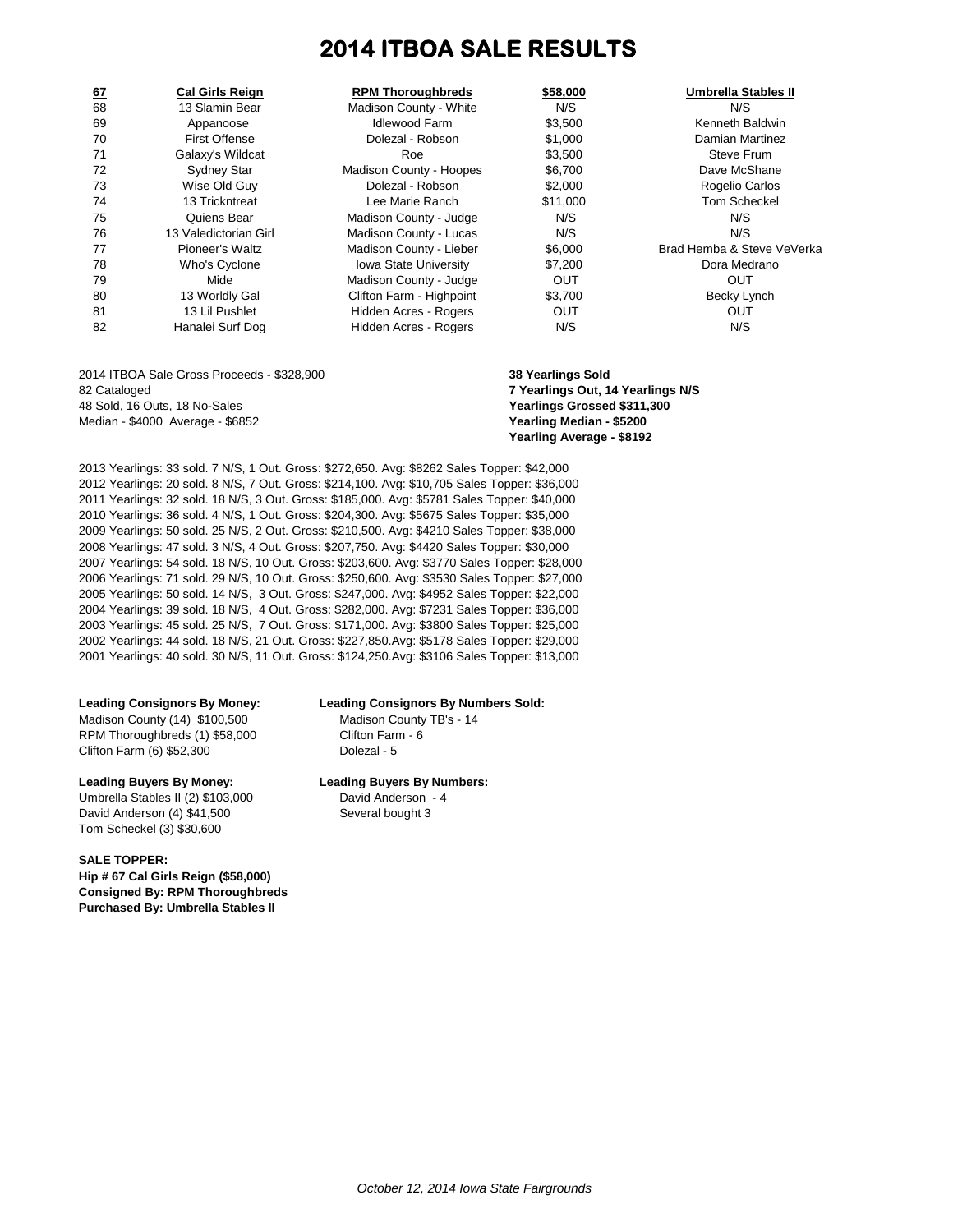# 2014 ITBOA SALE RESULTS

| | | | | |
|---|---|---|---|---|
| **67** | **Cal Girls Reign** | **RPM Thoroughbreds** | **$58,000** | **Umbrella Stables II** |
| 68 | 13 Slamin Bear | Madison County - White | N/S | N/S |
| 69 | Appanoose | Idlewood Farm | $3,500 | Kenneth Baldwin |
| 70 | First Offense | Dolezal - Robson | $1,000 | Damian Martinez |
| 71 | Galaxy's Wildcat | Roe | $3,500 | Steve Frum |
| 72 | Sydney Star | Madison County - Hoopes | $6,700 | Dave McShane |
| 73 | Wise Old Guy | Dolezal - Robson | $2,000 | Rogelio Carlos |
| 74 | 13 Trickntreat | Lee Marie Ranch | $11,000 | Tom Scheckel |
| 75 | Quiens Bear | Madison County - Judge | N/S | N/S |
| 76 | 13 Valedictorian Girl | Madison County - Lucas | N/S | N/S |
| 77 | Pioneer's Waltz | Madison County - Lieber | $6,000 | Brad Hemba & Steve VeVerka |
| 78 | Who's Cyclone | Iowa State University | $7,200 | Dora Medrano |
| 79 | Mide | Madison County - Judge | OUT | OUT |
| 80 | 13 Worldly Gal | Clifton Farm - Highpoint | $3,700 | Becky Lynch |
| 81 | 13 Lil Pushlet | Hidden Acres - Rogers | OUT | OUT |
| 82 | Hanalei Surf Dog | Hidden Acres - Rogers | N/S | N/S |

2014 ITBOA Sale Gross Proceeds - $328,900
82 Cataloged
48 Sold, 16 Outs, 18 No-Sales
Median - $4000 Average - $6852

**38 Yearlings Sold**
**7 Yearlings Out, 14 Yearlings N/S**
**Yearlings Grossed $311,300**
**Yearling Median - $5200**
**Yearling Average - $8192**

2013 Yearlings: 33 sold. 7 N/S, 1 Out. Gross: $272,650. Avg: $8262 Sales Topper: $42,000
2012 Yearlings: 20 sold. 8 N/S, 7 Out. Gross: $214,100. Avg: $10,705 Sales Topper: $36,000
2011 Yearlings: 32 sold. 18 N/S, 3 Out. Gross: $185,000. Avg: $5781 Sales Topper: $40,000
2010 Yearlings: 36 sold. 4 N/S, 1 Out. Gross: $204,300. Avg: $5675 Sales Topper: $35,000
2009 Yearlings: 50 sold. 25 N/S, 2 Out. Gross: $210,500. Avg: $4210 Sales Topper: $38,000
2008 Yearlings: 47 sold. 3 N/S, 4 Out. Gross: $207,750. Avg: $4420 Sales Topper: $30,000
2007 Yearlings: 54 sold. 18 N/S, 10 Out. Gross: $203,600. Avg: $3770 Sales Topper: $28,000
2006 Yearlings: 71 sold. 29 N/S, 10 Out. Gross: $250,600. Avg: $3530 Sales Topper: $27,000
2005 Yearlings: 50 sold. 14 N/S, 3 Out. Gross: $247,000. Avg: $4952 Sales Topper: $22,000
2004 Yearlings: 39 sold. 18 N/S, 4 Out. Gross: $282,000. Avg: $7231 Sales Topper: $36,000
2003 Yearlings: 45 sold. 25 N/S, 7 Out. Gross: $171,000. Avg: $3800 Sales Topper: $25,000
2002 Yearlings: 44 sold. 18 N/S, 21 Out. Gross: $227,850.Avg: $5178 Sales Topper: $29,000
2001 Yearlings: 40 sold. 30 N/S, 11 Out. Gross: $124,250.Avg: $3106 Sales Topper: $13,000

**Leading Consignors By Money:**
Madison County (14) $100,500
RPM Thoroughbreds (1) $58,000
Clifton Farm (6) $52,300

**Leading Consignors By Numbers Sold:**
Madison County TB's - 14
Clifton Farm - 6
Dolezal - 5

**Leading Buyers By Money:**
Umbrella Stables II (2) $103,000
David Anderson (4) $41,500
Tom Scheckel (3) $30,600

**Leading Buyers By Numbers:**
David Anderson - 4
Several bought 3

**SALE TOPPER:**
**Hip # 67 Cal Girls Reign ($58,000)**
**Consigned By: RPM Thoroughbreds**
**Purchased By: Umbrella Stables II**

*October 12, 2014 Iowa State Fairgrounds*